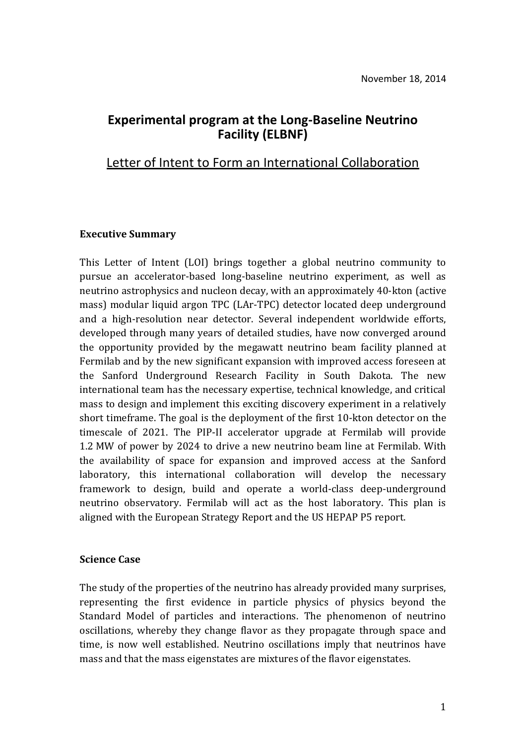November 18, 2014

# Experimental program at the Long-Baseline Neutrino Facility (ELBNF)

## Letter of Intent to Form an International Collaboration

### Executive Summary

This Letter of Intent (LOI) brings together a global neutrino community to pursue an accelerator-based long-baseline neutrino experiment, as well as neutrino astrophysics and nucleon decay, with an approximately 40-kton (active mass) modular liquid argon TPC (LAr-TPC) detector located deep underground and a high-resolution near detector. Several independent worldwide efforts, developed through many years of detailed studies, have now converged around the opportunity provided by the megawatt neutrino beam facility planned at Fermilab and by the new significant expansion with improved access foreseen at the Sanford Underground Research Facility in South Dakota. The new international team has the necessary expertise, technical knowledge, and critical mass to design and implement this exciting discovery experiment in a relatively short timeframe. The goal is the deployment of the first 10-kton detector on the timescale of 2021. The PIP-II accelerator upgrade at Fermilab will provide 1.2 MW of power by 2024 to drive a new neutrino beam line at Fermilab. With the availability of space for expansion and improved access at the Sanford laboratory, this international collaboration will develop the necessary framework to design, build and operate a world-class deep-underground neutrino observatory. Fermilab will act as the host laboratory. This plan is aligned with the European Strategy Report and the US HEPAP P5 report.

### Science Case

The study of the properties of the neutrino has already provided many surprises, representing the first evidence in particle physics of physics beyond the Standard Model of particles and interactions. The phenomenon of neutrino oscillations, whereby they change flavor as they propagate through space and time, is now well established. Neutrino oscillations imply that neutrinos have mass and that the mass eigenstates are mixtures of the flavor eigenstates.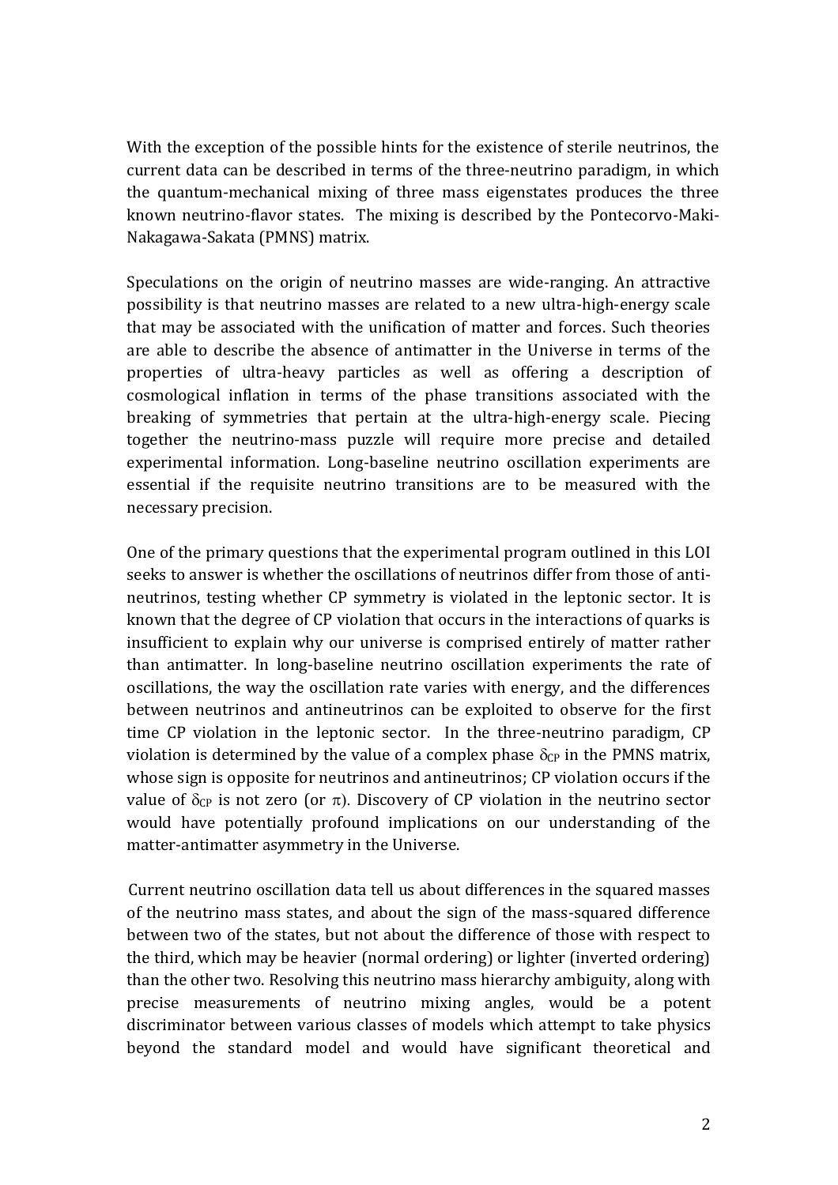With the exception of the possible hints for the existence of sterile neutrinos, the current data can be described in terms of the three-neutrino paradigm, in which the quantum-mechanical mixing of three mass eigenstates produces the three known neutrino-flavor states. The mixing is described by the Pontecorvo-Maki-Nakagawa-Sakata (PMNS) matrix.

Speculations on the origin of neutrino masses are wide-ranging. An attractive possibility is that neutrino masses are related to a new ultra-high-energy scale that may be associated with the unification of matter and forces. Such theories are able to describe the absence of antimatter in the Universe in terms of the properties of ultra-heavy particles as well as offering a description of cosmological inflation in terms of the phase transitions associated with the breaking of symmetries that pertain at the ultra-high-energy scale. Piecing together the neutrino-mass puzzle will require more precise and detailed experimental information. Long-baseline neutrino oscillation experiments are essential if the requisite neutrino transitions are to be measured with the necessary precision.

One of the primary questions that the experimental program outlined in this LOI seeks to answer is whether the oscillations of neutrinos differ from those of anti-neutrinos, testing whether CP symmetry is violated in the leptonic sector. It is known that the degree of CP violation that occurs in the interactions of quarks is insufficient to explain why our universe is comprised entirely of matter rather than antimatter. In long-baseline neutrino oscillation experiments the rate of oscillations, the way the oscillation rate varies with energy, and the differences between neutrinos and antineutrinos can be exploited to observe for the first time CP violation in the leptonic sector. In the three-neutrino paradigm, CP violation is determined by the value of a complex phase $\delta_{CP}$ in the PMNS matrix, whose sign is opposite for neutrinos and antineutrinos; CP violation occurs if the value of $\delta_{CP}$ is not zero (or $\pi$). Discovery of CP violation in the neutrino sector would have potentially profound implications on our understanding of the matter-antimatter asymmetry in the Universe.

Current neutrino oscillation data tell us about differences in the squared masses of the neutrino mass states, and about the sign of the mass-squared difference between two of the states, but not about the difference of those with respect to the third, which may be heavier (normal ordering) or lighter (inverted ordering) than the other two. Resolving this neutrino mass hierarchy ambiguity, along with precise measurements of neutrino mixing angles, would be a potent discriminator between various classes of models which attempt to take physics beyond the standard model and would have significant theoretical and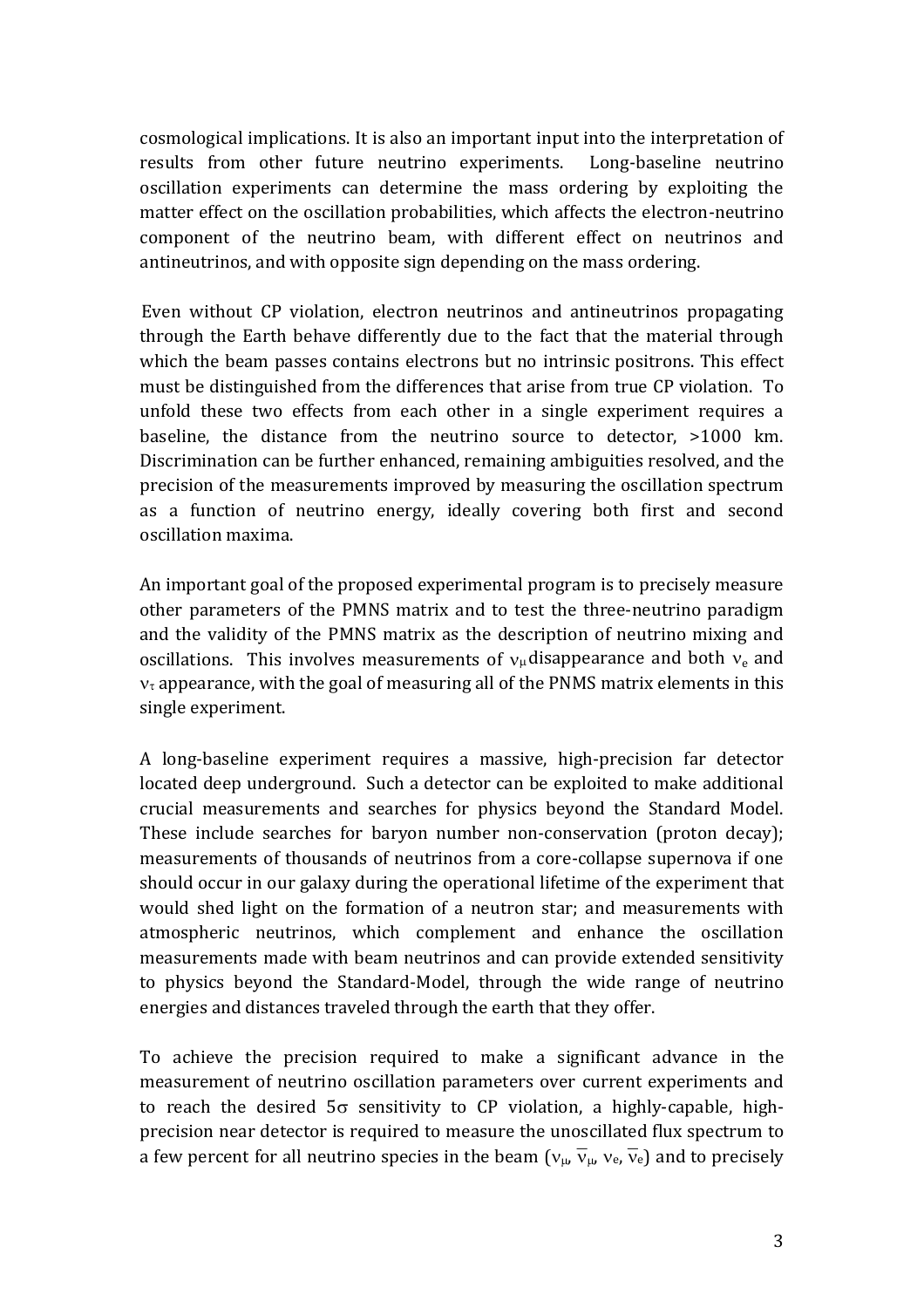cosmological implications. It is also an important input into the interpretation of results from other future neutrino experiments. Long-baseline neutrino oscillation experiments can determine the mass ordering by exploiting the matter effect on the oscillation probabilities, which affects the electron-neutrino component of the neutrino beam, with different effect on neutrinos and antineutrinos, and with opposite sign depending on the mass ordering.

Even without CP violation, electron neutrinos and antineutrinos propagating through the Earth behave differently due to the fact that the material through which the beam passes contains electrons but no intrinsic positrons. This effect must be distinguished from the differences that arise from true CP violation. To unfold these two effects from each other in a single experiment requires a baseline, the distance from the neutrino source to detector, >1000 km. Discrimination can be further enhanced, remaining ambiguities resolved, and the precision of the measurements improved by measuring the oscillation spectrum as a function of neutrino energy, ideally covering both first and second oscillation maxima.

An important goal of the proposed experimental program is to precisely measure other parameters of the PMNS matrix and to test the three-neutrino paradigm and the validity of the PMNS matrix as the description of neutrino mixing and oscillations. This involves measurements of $\nu_\mu$ disappearance and both $\nu_e$ and $\nu_\tau$ appearance, with the goal of measuring all of the PNMS matrix elements in this single experiment.

A long-baseline experiment requires a massive, high-precision far detector located deep underground. Such a detector can be exploited to make additional crucial measurements and searches for physics beyond the Standard Model. These include searches for baryon number non-conservation (proton decay); measurements of thousands of neutrinos from a core-collapse supernova if one should occur in our galaxy during the operational lifetime of the experiment that would shed light on the formation of a neutron star; and measurements with atmospheric neutrinos, which complement and enhance the oscillation measurements made with beam neutrinos and can provide extended sensitivity to physics beyond the Standard-Model, through the wide range of neutrino energies and distances traveled through the earth that they offer.

To achieve the precision required to make a significant advance in the measurement of neutrino oscillation parameters over current experiments and to reach the desired $5\sigma$ sensitivity to CP violation, a highly-capable, high-precision near detector is required to measure the unoscillated flux spectrum to a few percent for all neutrino species in the beam ($\nu_\mu$, $\bar{\nu}_\mu$, $\nu_e$, $\bar{\nu}_e$) and to precisely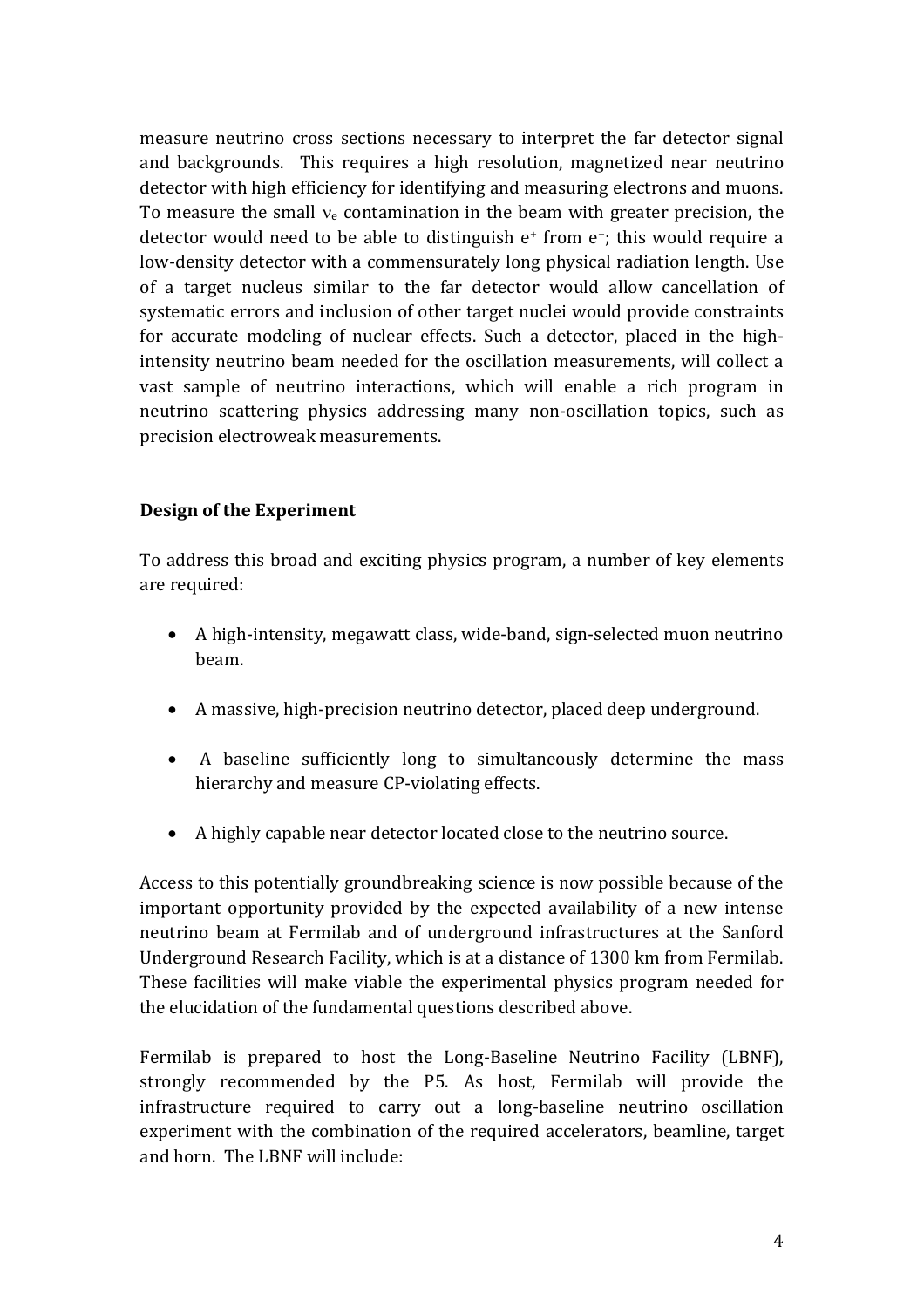measure neutrino cross sections necessary to interpret the far detector signal and backgrounds. This requires a high resolution, magnetized near neutrino detector with high efficiency for identifying and measuring electrons and muons. To measure the small $\nu_e$ contamination in the beam with greater precision, the detector would need to be able to distinguish $e^+$ from $e^-$; this would require a low-density detector with a commensurately long physical radiation length. Use of a target nucleus similar to the far detector would allow cancellation of systematic errors and inclusion of other target nuclei would provide constraints for accurate modeling of nuclear effects. Such a detector, placed in the high-intensity neutrino beam needed for the oscillation measurements, will collect a vast sample of neutrino interactions, which will enable a rich program in neutrino scattering physics addressing many non-oscillation topics, such as precision electroweak measurements.

**Design of the Experiment**

To address this broad and exciting physics program, a number of key elements are required:

- A high-intensity, megawatt class, wide-band, sign-selected muon neutrino beam.
- A massive, high-precision neutrino detector, placed deep underground.
- A baseline sufficiently long to simultaneously determine the mass hierarchy and measure CP-violating effects.
- A highly capable near detector located close to the neutrino source.

Access to this potentially groundbreaking science is now possible because of the important opportunity provided by the expected availability of a new intense neutrino beam at Fermilab and of underground infrastructures at the Sanford Underground Research Facility, which is at a distance of 1300 km from Fermilab. These facilities will make viable the experimental physics program needed for the elucidation of the fundamental questions described above.

Fermilab is prepared to host the Long-Baseline Neutrino Facility (LBNF), strongly recommended by the P5. As host, Fermilab will provide the infrastructure required to carry out a long-baseline neutrino oscillation experiment with the combination of the required accelerators, beamline, target and horn. The LBNF will include: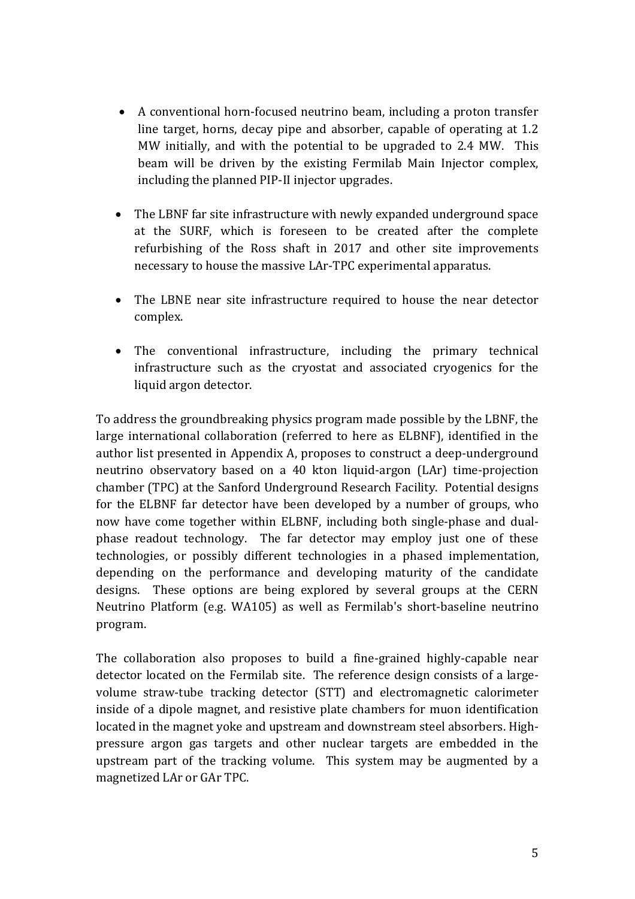- A conventional horn-focused neutrino beam, including a proton transfer line target, horns, decay pipe and absorber, capable of operating at 1.2 MW initially, and with the potential to be upgraded to 2.4 MW. This beam will be driven by the existing Fermilab Main Injector complex, including the planned PIP-II injector upgrades.

- The LBNF far site infrastructure with newly expanded underground space at the SURF, which is foreseen to be created after the complete refurbishing of the Ross shaft in 2017 and other site improvements necessary to house the massive LAr-TPC experimental apparatus.

- The LBNE near site infrastructure required to house the near detector complex.

- The conventional infrastructure, including the primary technical infrastructure such as the cryostat and associated cryogenics for the liquid argon detector.

To address the groundbreaking physics program made possible by the LBNF, the large international collaboration (referred to here as ELBNF), identified in the author list presented in Appendix A, proposes to construct a deep-underground neutrino observatory based on a 40 kton liquid-argon (LAr) time-projection chamber (TPC) at the Sanford Underground Research Facility. Potential designs for the ELBNF far detector have been developed by a number of groups, who now have come together within ELBNF, including both single-phase and dual-phase readout technology. The far detector may employ just one of these technologies, or possibly different technologies in a phased implementation, depending on the performance and developing maturity of the candidate designs. These options are being explored by several groups at the CERN Neutrino Platform (e.g. WA105) as well as Fermilab's short-baseline neutrino program.

The collaboration also proposes to build a fine-grained highly-capable near detector located on the Fermilab site. The reference design consists of a large-volume straw-tube tracking detector (STT) and electromagnetic calorimeter inside of a dipole magnet, and resistive plate chambers for muon identification located in the magnet yoke and upstream and downstream steel absorbers. High-pressure argon gas targets and other nuclear targets are embedded in the upstream part of the tracking volume. This system may be augmented by a magnetized LAr or GAr TPC.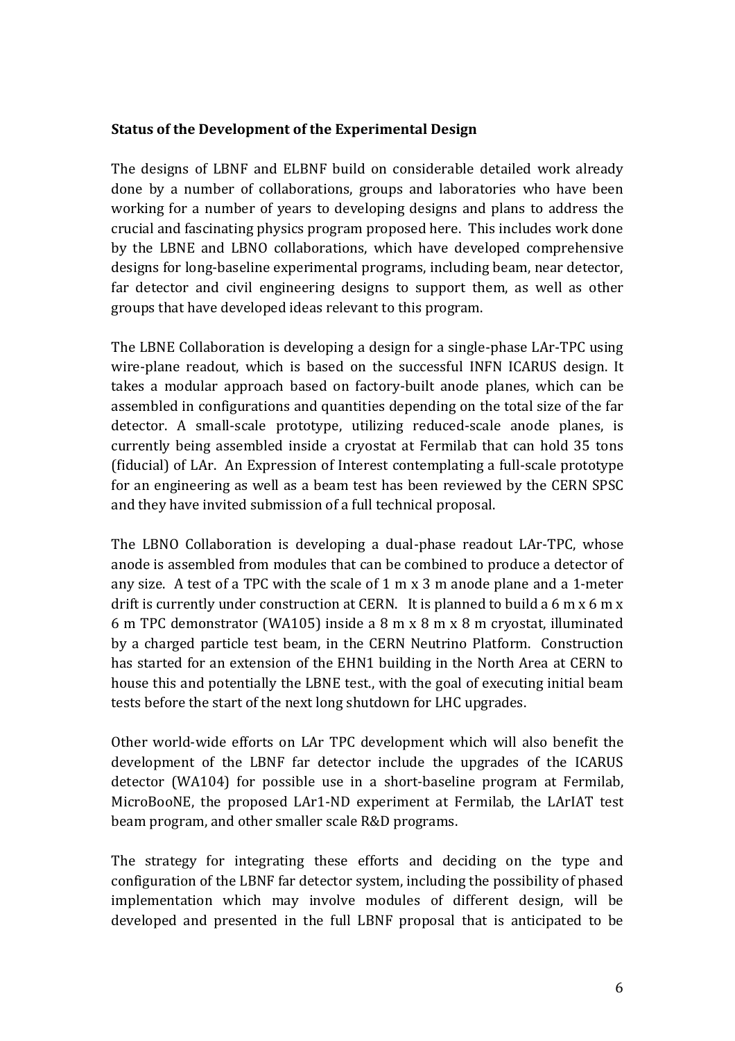**Status of the Development of the Experimental Design**

The designs of LBNF and ELBNF build on considerable detailed work already done by a number of collaborations, groups and laboratories who have been working for a number of years to developing designs and plans to address the crucial and fascinating physics program proposed here. This includes work done by the LBNE and LBNO collaborations, which have developed comprehensive designs for long-baseline experimental programs, including beam, near detector, far detector and civil engineering designs to support them, as well as other groups that have developed ideas relevant to this program.

The LBNE Collaboration is developing a design for a single-phase LAr-TPC using wire-plane readout, which is based on the successful INFN ICARUS design. It takes a modular approach based on factory-built anode planes, which can be assembled in configurations and quantities depending on the total size of the far detector. A small-scale prototype, utilizing reduced-scale anode planes, is currently being assembled inside a cryostat at Fermilab that can hold 35 tons (fiducial) of LAr. An Expression of Interest contemplating a full-scale prototype for an engineering as well as a beam test has been reviewed by the CERN SPSC and they have invited submission of a full technical proposal.

The LBNO Collaboration is developing a dual-phase readout LAr-TPC, whose anode is assembled from modules that can be combined to produce a detector of any size. A test of a TPC with the scale of 1 m x 3 m anode plane and a 1-meter drift is currently under construction at CERN. It is planned to build a 6 m x 6 m x 6 m TPC demonstrator (WA105) inside a 8 m x 8 m x 8 m cryostat, illuminated by a charged particle test beam, in the CERN Neutrino Platform. Construction has started for an extension of the EHN1 building in the North Area at CERN to house this and potentially the LBNE test., with the goal of executing initial beam tests before the start of the next long shutdown for LHC upgrades.

Other world-wide efforts on LAr TPC development which will also benefit the development of the LBNF far detector include the upgrades of the ICARUS detector (WA104) for possible use in a short-baseline program at Fermilab, MicroBooNE, the proposed LAr1-ND experiment at Fermilab, the LArIAT test beam program, and other smaller scale R&D programs.

The strategy for integrating these efforts and deciding on the type and configuration of the LBNF far detector system, including the possibility of phased implementation which may involve modules of different design, will be developed and presented in the full LBNF proposal that is anticipated to be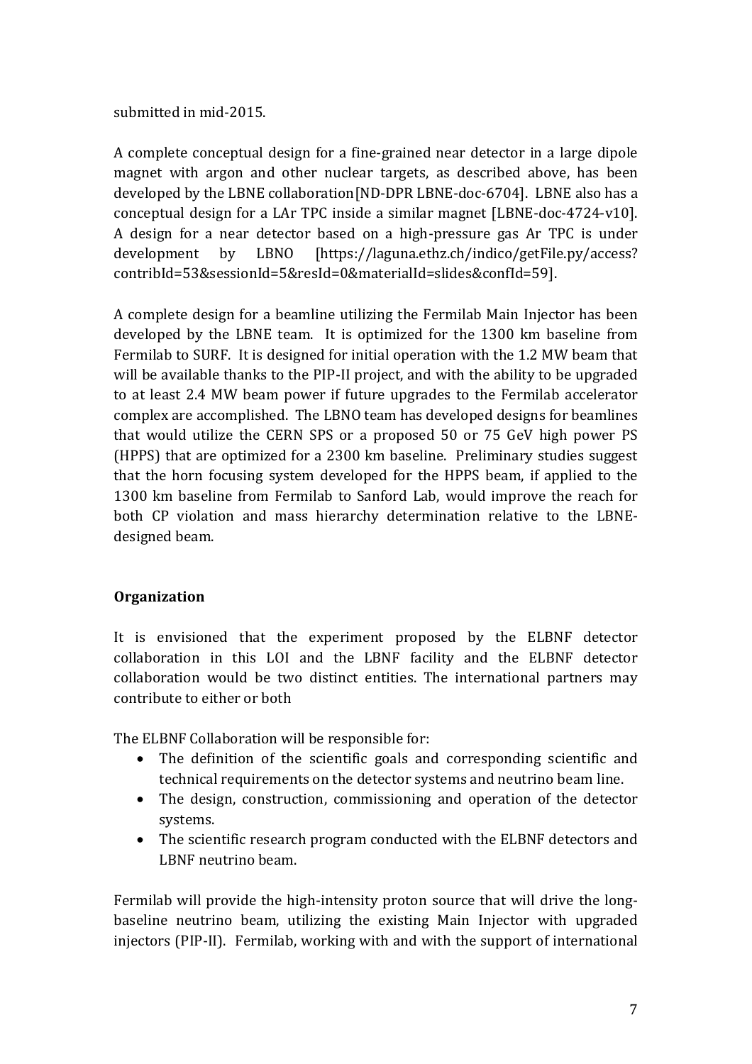submitted in mid-2015.

A complete conceptual design for a fine-grained near detector in a large dipole magnet with argon and other nuclear targets, as described above, has been developed by the LBNE collaboration[ND-DPR LBNE-doc-6704]. LBNE also has a conceptual design for a LAr TPC inside a similar magnet [LBNE-doc-4724-v10]. A design for a near detector based on a high-pressure gas Ar TPC is under development by LBNO [https://laguna.ethz.ch/indico/getFile.py/access?contribId=53&sessionId=5&resId=0&materialId=slides&confId=59].

A complete design for a beamline utilizing the Fermilab Main Injector has been developed by the LBNE team. It is optimized for the 1300 km baseline from Fermilab to SURF. It is designed for initial operation with the 1.2 MW beam that will be available thanks to the PIP-II project, and with the ability to be upgraded to at least 2.4 MW beam power if future upgrades to the Fermilab accelerator complex are accomplished. The LBNO team has developed designs for beamlines that would utilize the CERN SPS or a proposed 50 or 75 GeV high power PS (HPPS) that are optimized for a 2300 km baseline. Preliminary studies suggest that the horn focusing system developed for the HPPS beam, if applied to the 1300 km baseline from Fermilab to Sanford Lab, would improve the reach for both CP violation and mass hierarchy determination relative to the LBNE-designed beam.

## Organization

It is envisioned that the experiment proposed by the ELBNF detector collaboration in this LOI and the LBNF facility and the ELBNF detector collaboration would be two distinct entities. The international partners may contribute to either or both

The ELBNF Collaboration will be responsible for:

- The definition of the scientific goals and corresponding scientific and technical requirements on the detector systems and neutrino beam line.
- The design, construction, commissioning and operation of the detector systems.
- The scientific research program conducted with the ELBNF detectors and LBNF neutrino beam.

Fermilab will provide the high-intensity proton source that will drive the long-baseline neutrino beam, utilizing the existing Main Injector with upgraded injectors (PIP-II). Fermilab, working with and with the support of international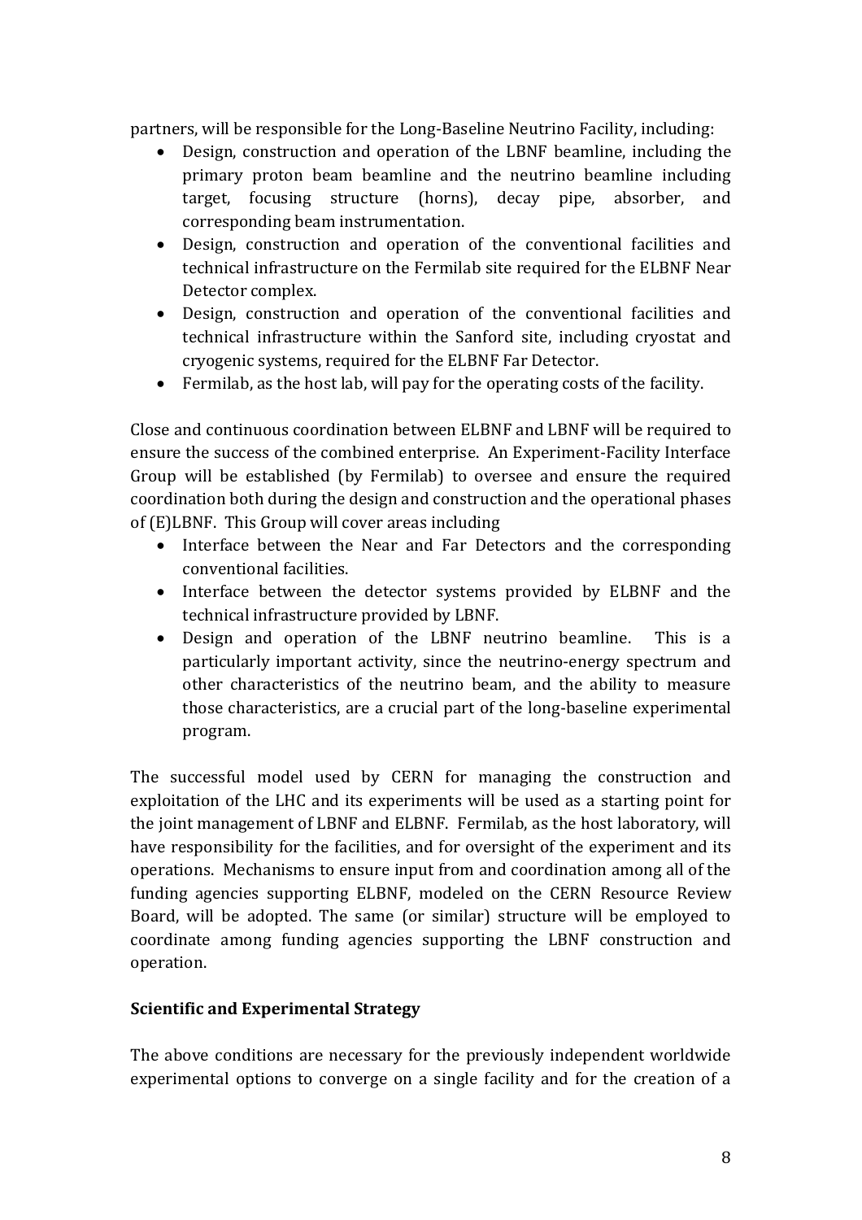partners, will be responsible for the Long-Baseline Neutrino Facility, including:

- Design, construction and operation of the LBNF beamline, including the primary proton beam beamline and the neutrino beamline including target, focusing structure (horns), decay pipe, absorber, and corresponding beam instrumentation.
- Design, construction and operation of the conventional facilities and technical infrastructure on the Fermilab site required for the ELBNF Near Detector complex.
- Design, construction and operation of the conventional facilities and technical infrastructure within the Sanford site, including cryostat and cryogenic systems, required for the ELBNF Far Detector.
- Fermilab, as the host lab, will pay for the operating costs of the facility.

Close and continuous coordination between ELBNF and LBNF will be required to ensure the success of the combined enterprise. An Experiment-Facility Interface Group will be established (by Fermilab) to oversee and ensure the required coordination both during the design and construction and the operational phases of (E)LBNF. This Group will cover areas including

- Interface between the Near and Far Detectors and the corresponding conventional facilities.
- Interface between the detector systems provided by ELBNF and the technical infrastructure provided by LBNF.
- Design and operation of the LBNF neutrino beamline. This is a particularly important activity, since the neutrino-energy spectrum and other characteristics of the neutrino beam, and the ability to measure those characteristics, are a crucial part of the long-baseline experimental program.

The successful model used by CERN for managing the construction and exploitation of the LHC and its experiments will be used as a starting point for the joint management of LBNF and ELBNF. Fermilab, as the host laboratory, will have responsibility for the facilities, and for oversight of the experiment and its operations. Mechanisms to ensure input from and coordination among all of the funding agencies supporting ELBNF, modeled on the CERN Resource Review Board, will be adopted. The same (or similar) structure will be employed to coordinate among funding agencies supporting the LBNF construction and operation.

**Scientific and Experimental Strategy**

The above conditions are necessary for the previously independent worldwide experimental options to converge on a single facility and for the creation of a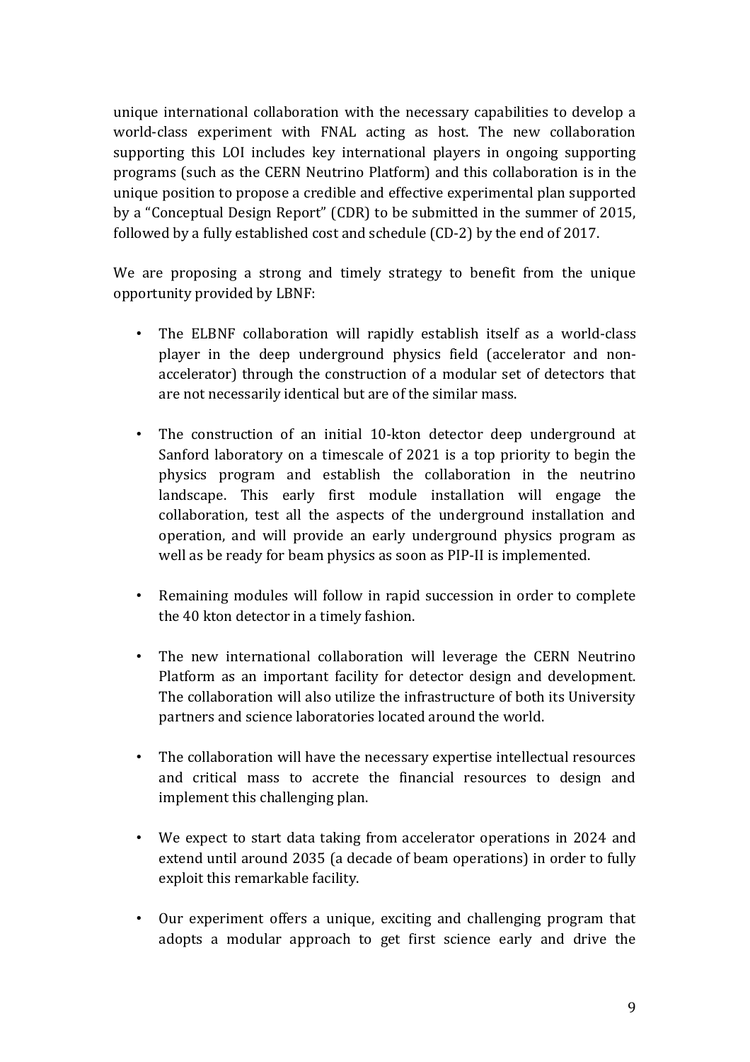unique international collaboration with the necessary capabilities to develop a world-class experiment with FNAL acting as host. The new collaboration supporting this LOI includes key international players in ongoing supporting programs (such as the CERN Neutrino Platform) and this collaboration is in the unique position to propose a credible and effective experimental plan supported by a "Conceptual Design Report" (CDR) to be submitted in the summer of 2015, followed by a fully established cost and schedule (CD-2) by the end of 2017.

We are proposing a strong and timely strategy to benefit from the unique opportunity provided by LBNF:

- The ELBNF collaboration will rapidly establish itself as a world-class player in the deep underground physics field (accelerator and non-accelerator) through the construction of a modular set of detectors that are not necessarily identical but are of the similar mass.

- The construction of an initial 10-kton detector deep underground at Sanford laboratory on a timescale of 2021 is a top priority to begin the physics program and establish the collaboration in the neutrino landscape. This early first module installation will engage the collaboration, test all the aspects of the underground installation and operation, and will provide an early underground physics program as well as be ready for beam physics as soon as PIP-II is implemented.

- Remaining modules will follow in rapid succession in order to complete the 40 kton detector in a timely fashion.

- The new international collaboration will leverage the CERN Neutrino Platform as an important facility for detector design and development. The collaboration will also utilize the infrastructure of both its University partners and science laboratories located around the world.

- The collaboration will have the necessary expertise intellectual resources and critical mass to accrete the financial resources to design and implement this challenging plan.

- We expect to start data taking from accelerator operations in 2024 and extend until around 2035 (a decade of beam operations) in order to fully exploit this remarkable facility.

- Our experiment offers a unique, exciting and challenging program that adopts a modular approach to get first science early and drive the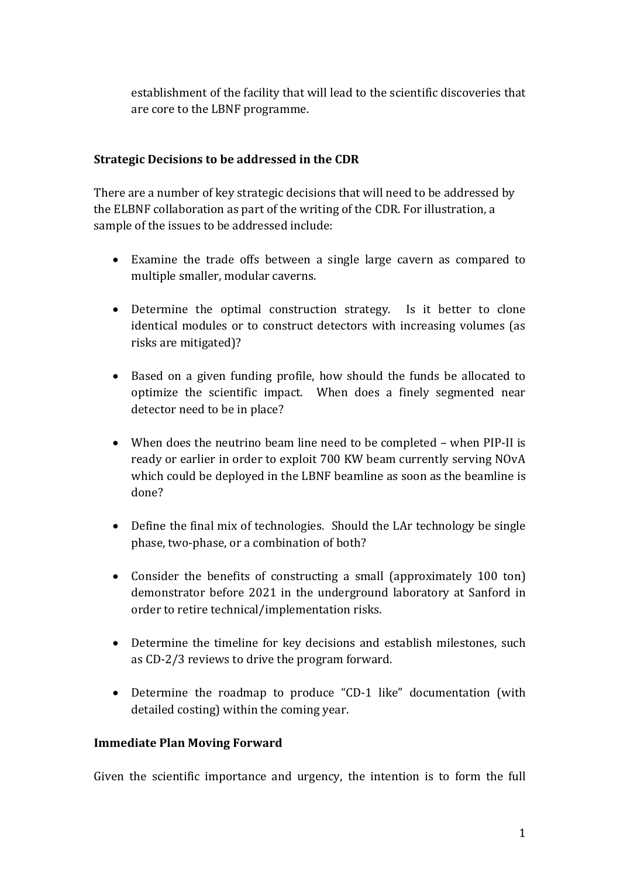establishment of the facility that will lead to the scientific discoveries that are core to the LBNF programme.

**Strategic Decisions to be addressed in the CDR**

There are a number of key strategic decisions that will need to be addressed by the ELBNF collaboration as part of the writing of the CDR. For illustration, a sample of the issues to be addressed include:

- Examine the trade offs between a single large cavern as compared to multiple smaller, modular caverns.
- Determine the optimal construction strategy. Is it better to clone identical modules or to construct detectors with increasing volumes (as risks are mitigated)?
- Based on a given funding profile, how should the funds be allocated to optimize the scientific impact. When does a finely segmented near detector need to be in place?
- When does the neutrino beam line need to be completed – when PIP-II is ready or earlier in order to exploit 700 KW beam currently serving NOvA which could be deployed in the LBNF beamline as soon as the beamline is done?
- Define the final mix of technologies. Should the LAr technology be single phase, two-phase, or a combination of both?
- Consider the benefits of constructing a small (approximately 100 ton) demonstrator before 2021 in the underground laboratory at Sanford in order to retire technical/implementation risks.
- Determine the timeline for key decisions and establish milestones, such as CD-2/3 reviews to drive the program forward.
- Determine the roadmap to produce "CD-1 like" documentation (with detailed costing) within the coming year.

**Immediate Plan Moving Forward**

Given the scientific importance and urgency, the intention is to form the full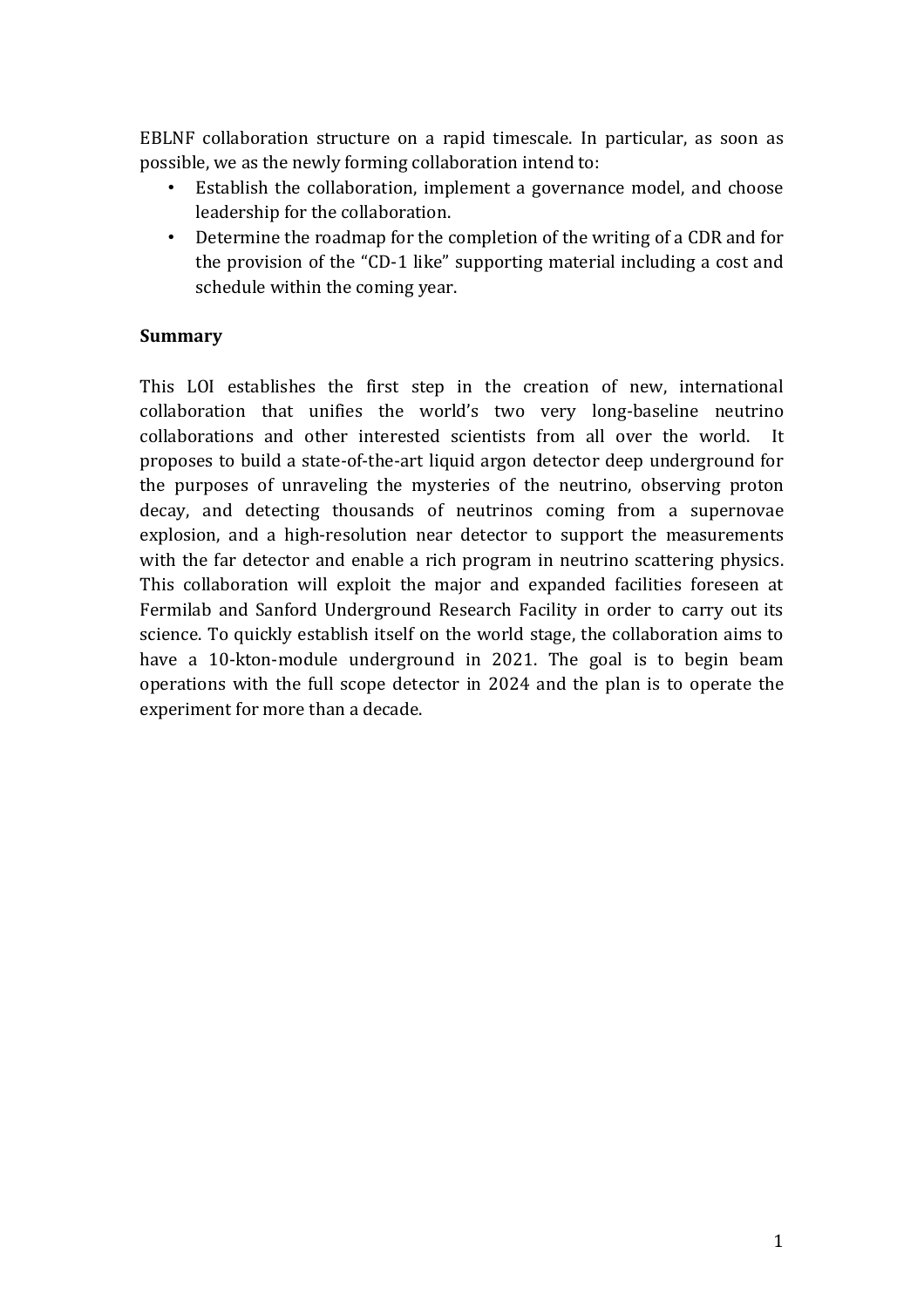EBLNF collaboration structure on a rapid timescale. In particular, as soon as possible, we as the newly forming collaboration intend to:

- Establish the collaboration, implement a governance model, and choose leadership for the collaboration.
- Determine the roadmap for the completion of the writing of a CDR and for the provision of the "CD-1 like" supporting material including a cost and schedule within the coming year.

**Summary**

This LOI establishes the first step in the creation of new, international collaboration that unifies the world's two very long-baseline neutrino collaborations and other interested scientists from all over the world. It proposes to build a state-of-the-art liquid argon detector deep underground for the purposes of unraveling the mysteries of the neutrino, observing proton decay, and detecting thousands of neutrinos coming from a supernovae explosion, and a high-resolution near detector to support the measurements with the far detector and enable a rich program in neutrino scattering physics. This collaboration will exploit the major and expanded facilities foreseen at Fermilab and Sanford Underground Research Facility in order to carry out its science. To quickly establish itself on the world stage, the collaboration aims to have a 10-kton-module underground in 2021. The goal is to begin beam operations with the full scope detector in 2024 and the plan is to operate the experiment for more than a decade.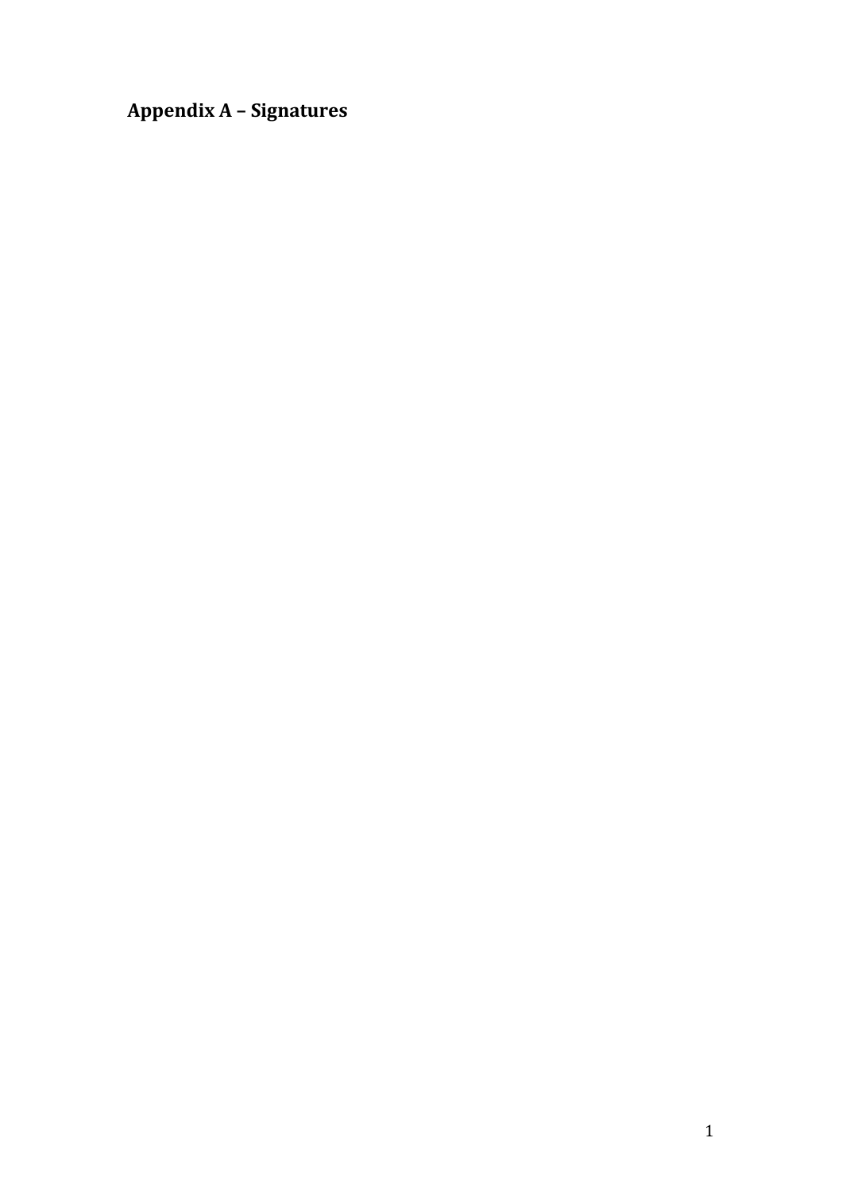## Appendix A – Signatures